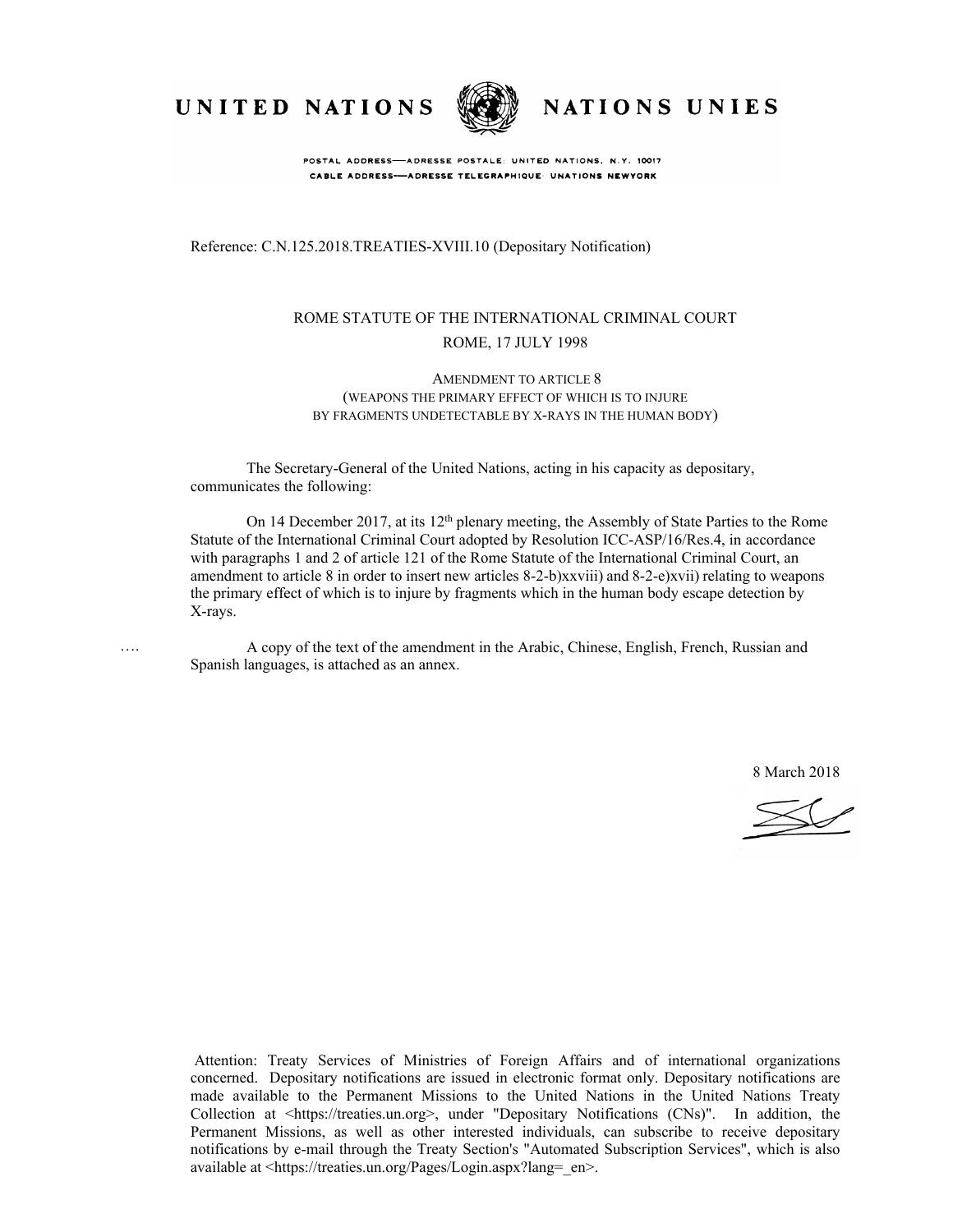UNITED NATIONS NATIONS UNIES

POSTAL ADDRESS—ADRESSE POSTALE: UNITED NATIONS, N.Y. 10017
CABLE ADDRESS—ADRESSE TELEGRAPHIQUE: UNATIONS NEWYORK

Reference: C.N.125.2018.TREATIES-XVIII.10 (Depositary Notification)

ROME STATUTE OF THE INTERNATIONAL CRIMINAL COURT
ROME, 17 JULY 1998

AMENDMENT TO ARTICLE 8
(WEAPONS THE PRIMARY EFFECT OF WHICH IS TO INJURE
BY FRAGMENTS UNDETECTABLE BY X-RAYS IN THE HUMAN BODY)

The Secretary-General of the United Nations, acting in his capacity as depositary, communicates the following:

On 14 December 2017, at its 12th plenary meeting, the Assembly of State Parties to the Rome Statute of the International Criminal Court adopted by Resolution ICC-ASP/16/Res.4, in accordance with paragraphs 1 and 2 of article 121 of the Rome Statute of the International Criminal Court, an amendment to article 8 in order to insert new articles 8-2-b)xxviii) and 8-2-e)xvii) relating to weapons the primary effect of which is to injure by fragments which in the human body escape detection by X-rays.

A copy of the text of the amendment in the Arabic, Chinese, English, French, Russian and Spanish languages, is attached as an annex.

8 March 2018

Attention: Treaty Services of Ministries of Foreign Affairs and of international organizations concerned. Depositary notifications are issued in electronic format only. Depositary notifications are made available to the Permanent Missions to the United Nations in the United Nations Treaty Collection at <https://treaties.un.org>, under "Depositary Notifications (CNs)". In addition, the Permanent Missions, as well as other interested individuals, can subscribe to receive depositary notifications by e-mail through the Treaty Section's "Automated Subscription Services", which is also available at <https://treaties.un.org/Pages/Login.aspx?lang=_en>.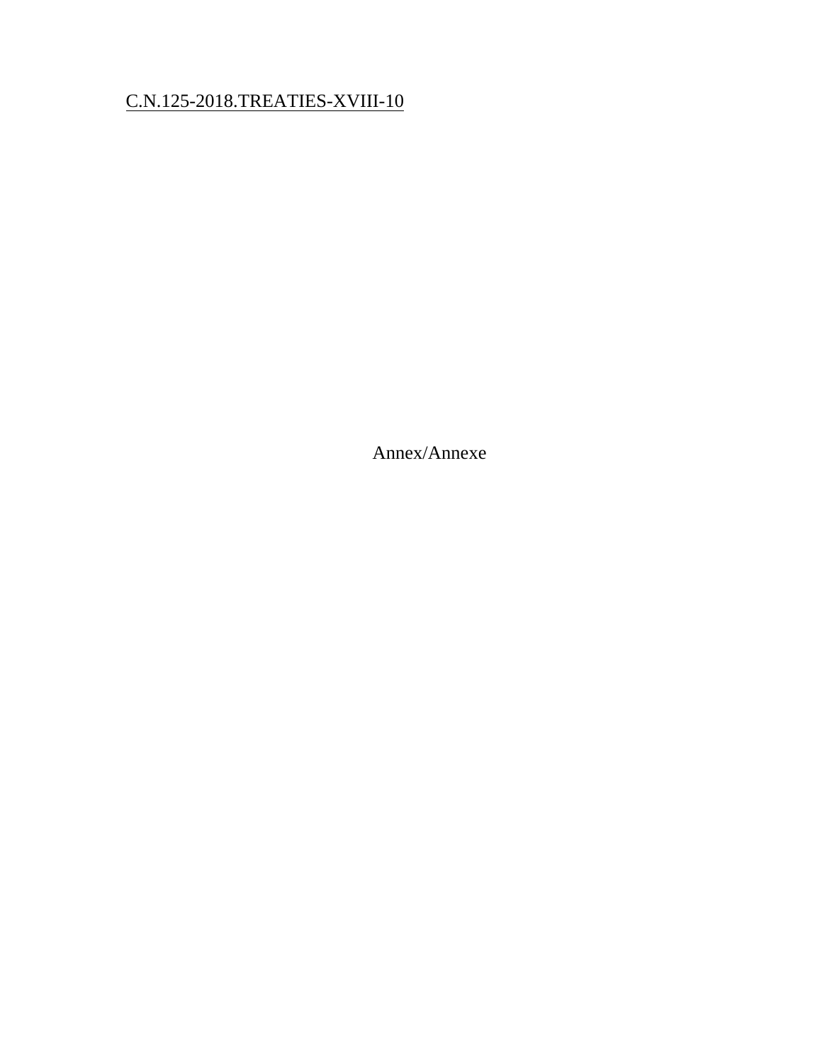C.N.125-2018.TREATIES-XVIII-10

Annex/Annexe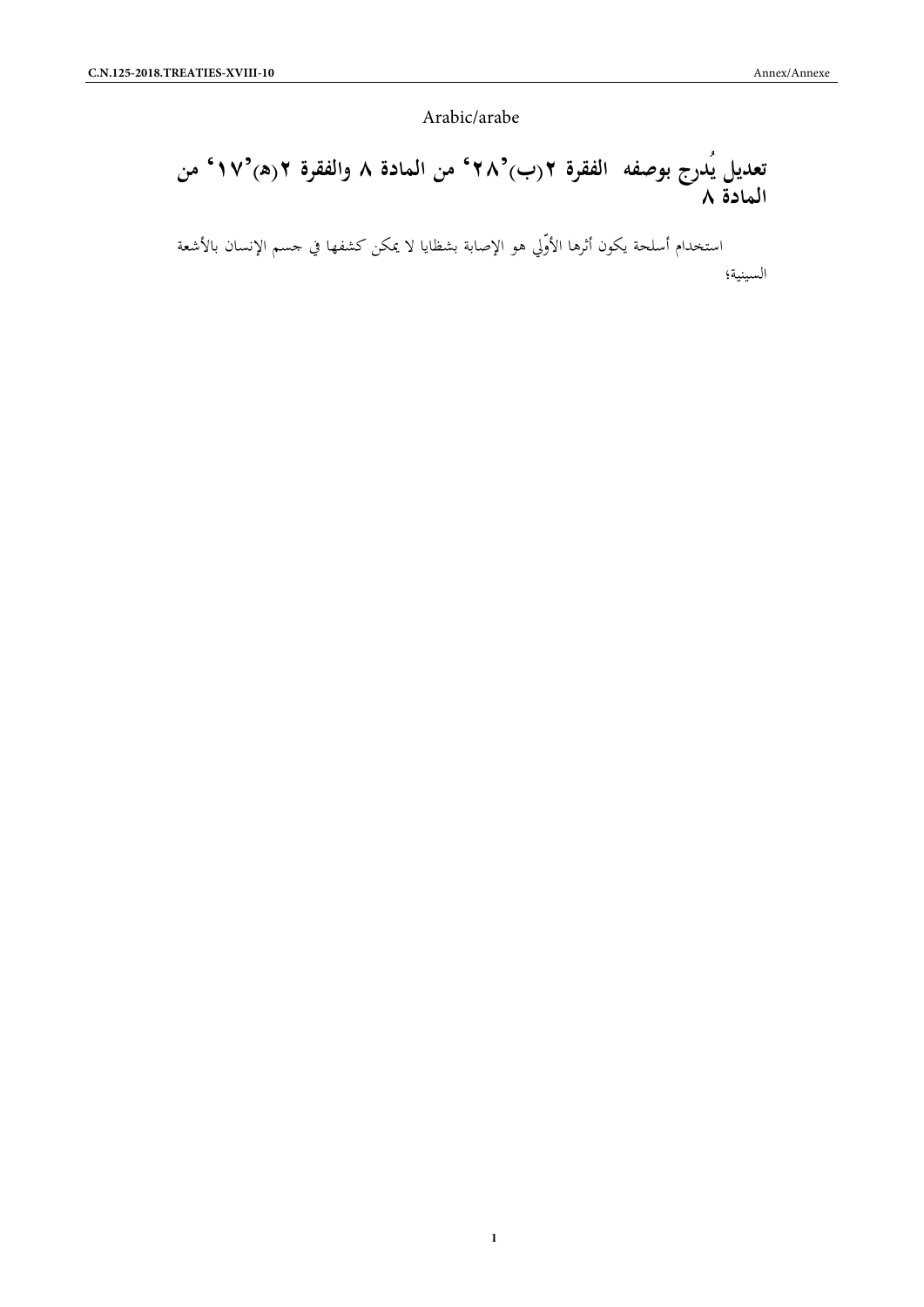Arabic/arabe

# تعديل يُدرج بوصفه الفقرة ٢(ب)'٢٨' من المادة ٨ والفقرة ٢(هـ)'١٧' من المادة ٨

استخدام أسلحة يكون أثرها الأوَّلي هو الإصابة بشظايا لا يمكن كشفها في جسم الإنسان بالأشعة السينية؛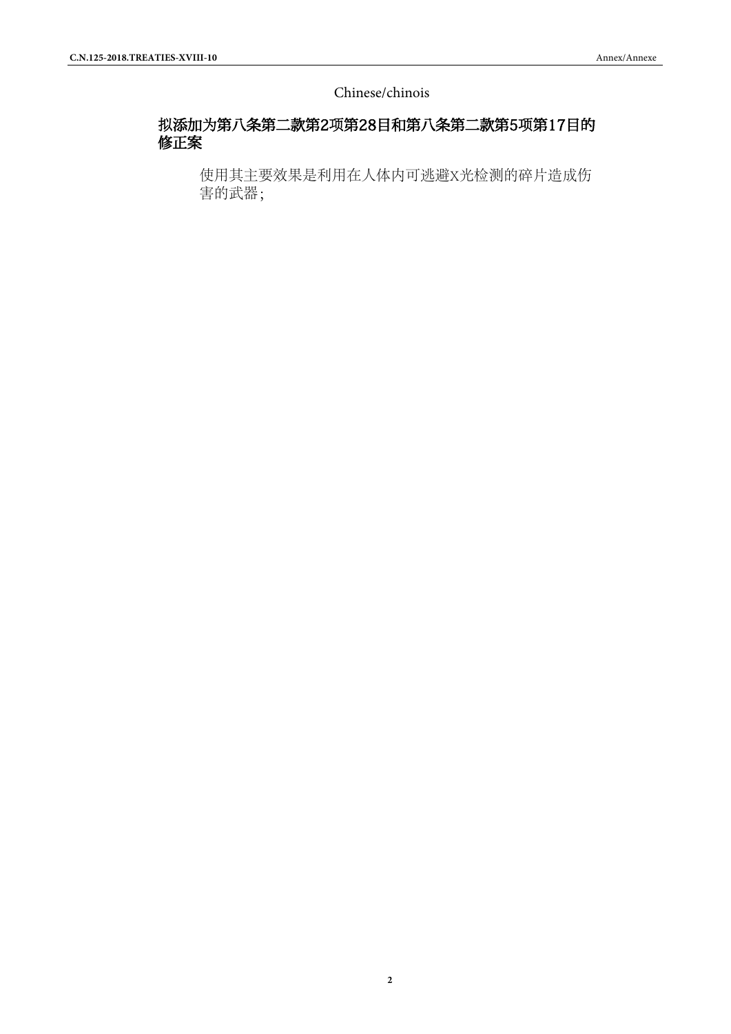Chinese/chinois

## 拟添加为第八条第二款第2项第28目和第八条第二款第5项第17目的修正案

使用其主要效果是利用在人体内可逃避X光检测的碎片造成伤害的武器；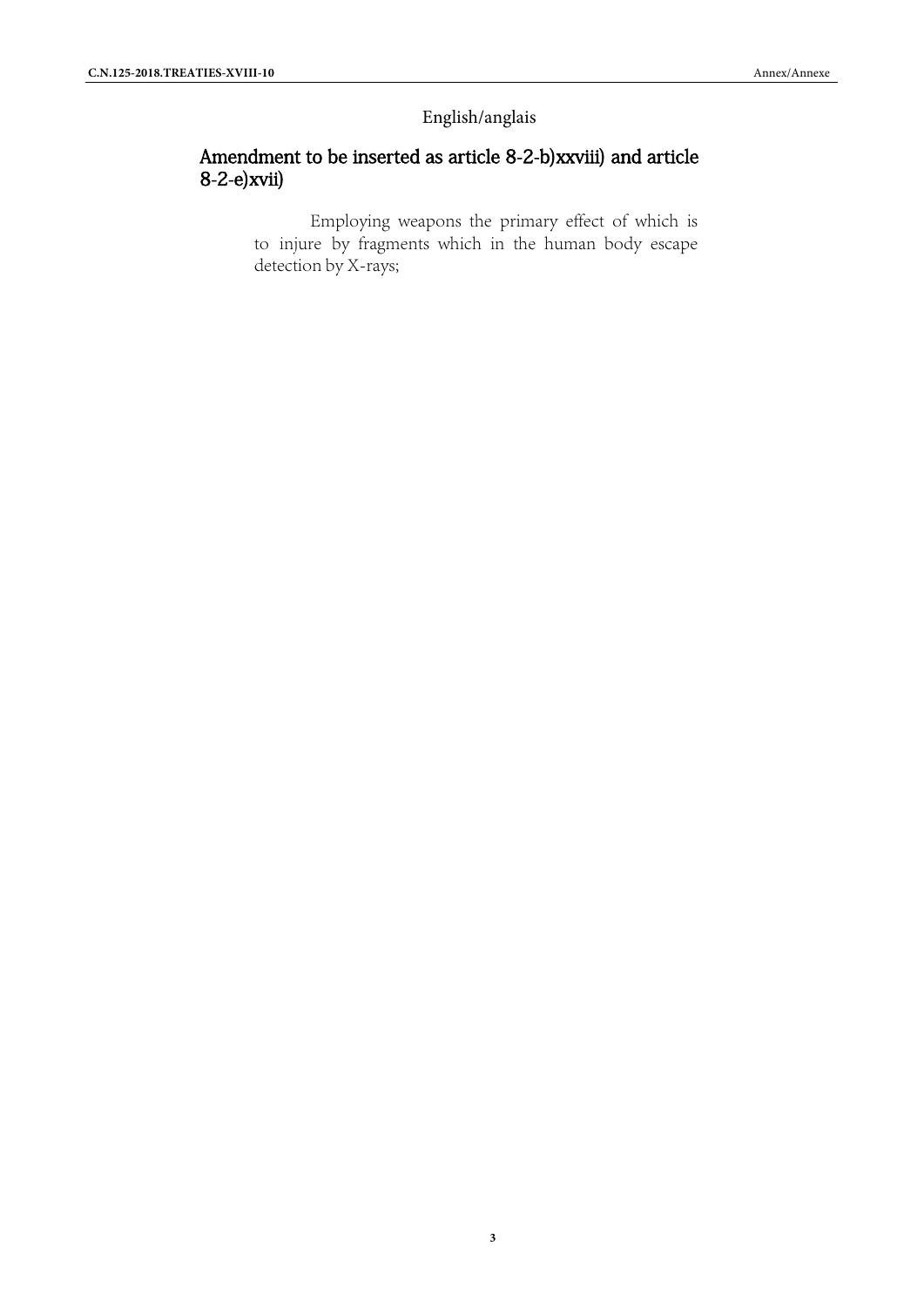English/anglais

## Amendment to be inserted as article 8-2-b)xxviii) and article 8-2-e)xvii)

Employing weapons the primary effect of which is to injure by fragments which in the human body escape detection by X-rays;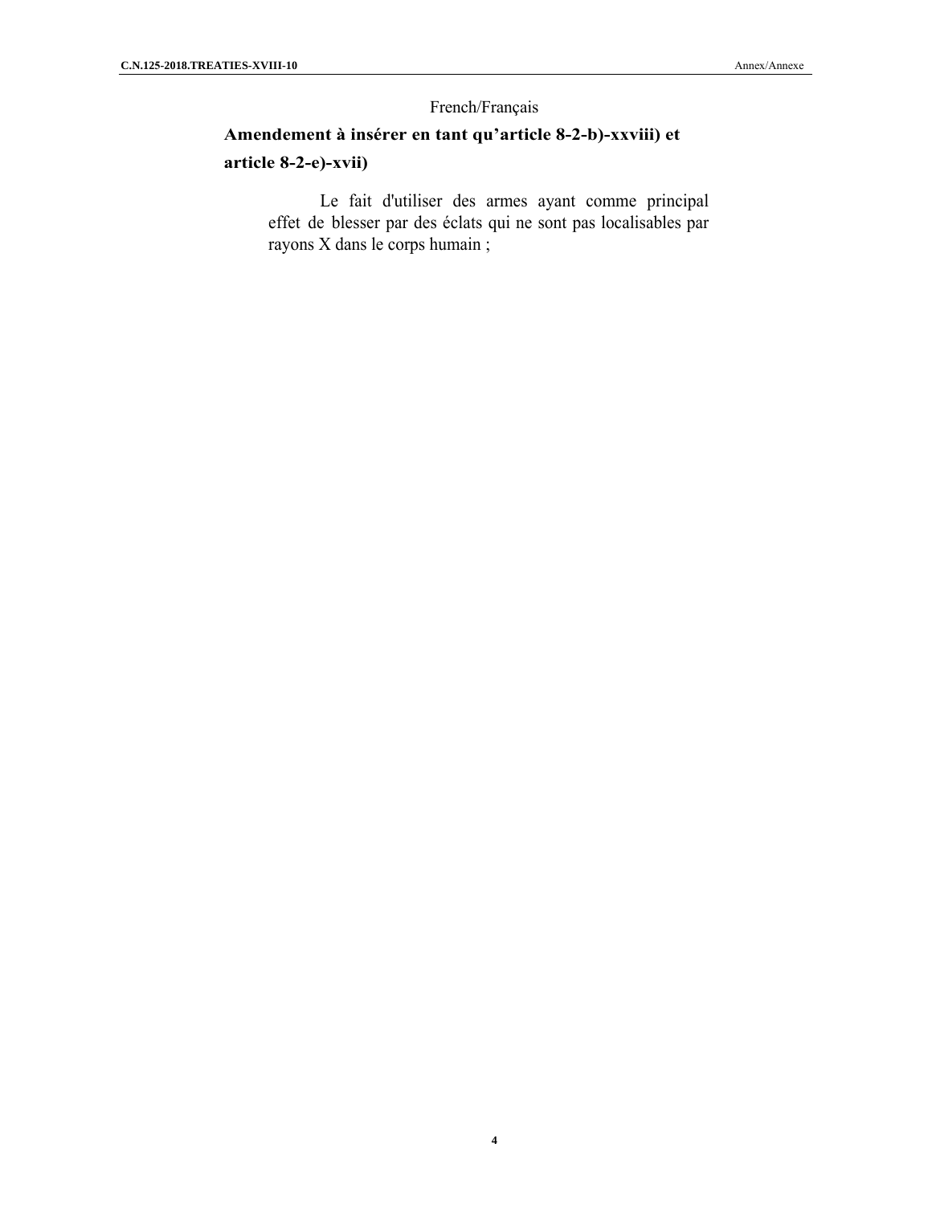French/Français

## Amendement à insérer en tant qu'article 8-2-b)-xxviii) et article 8-2-e)-xvii)

Le fait d'utiliser des armes ayant comme principal effet de blesser par des éclats qui ne sont pas localisables par rayons X dans le corps humain ;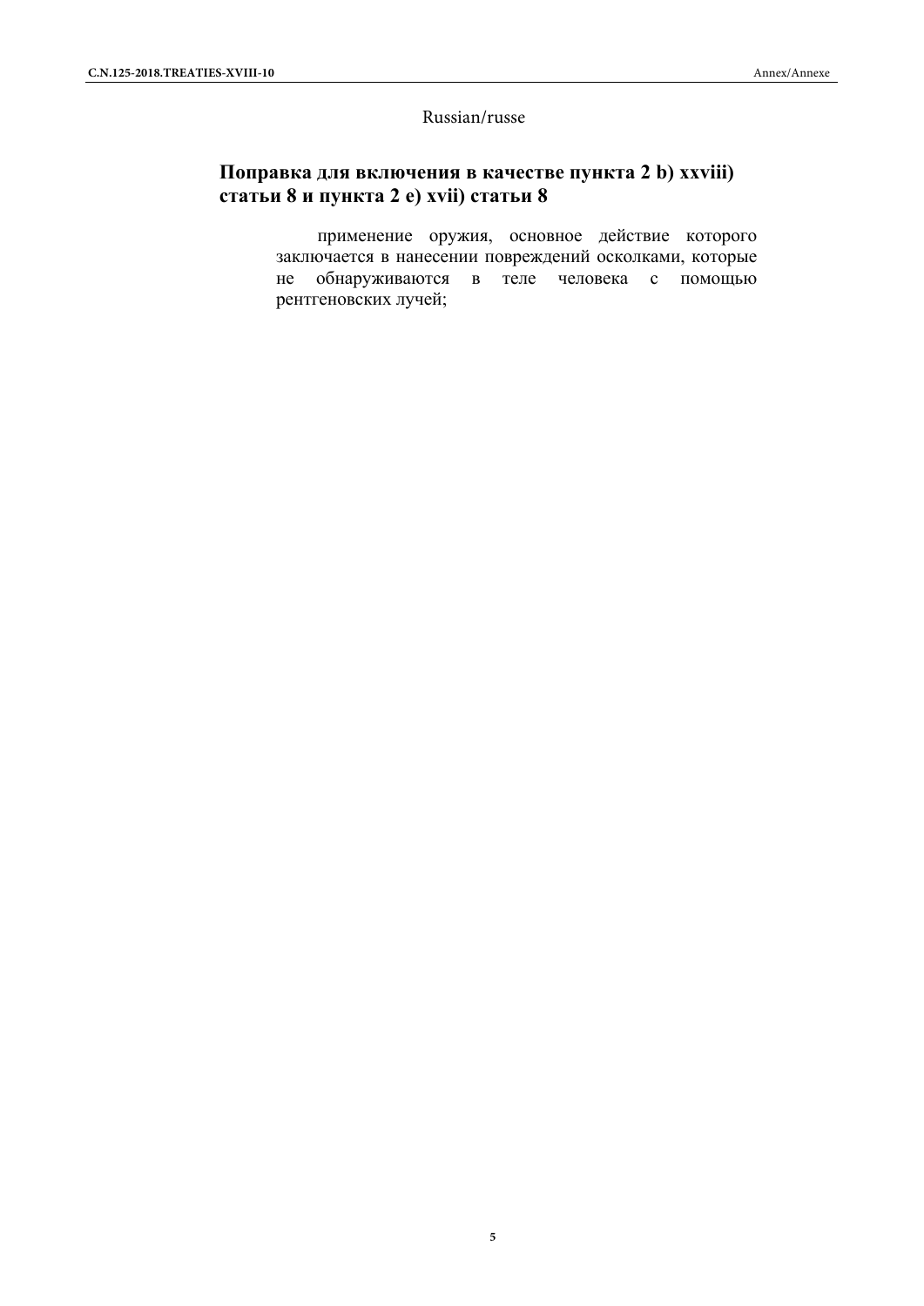Russian/russe

## Поправка для включения в качестве пункта 2 b) xxviii) статьи 8 и пункта 2 e) xvii) статьи 8

применение оружия, основное действие которого заключается в нанесении повреждений осколками, которые не обнаруживаются в теле человека с помощью рентгеновских лучей;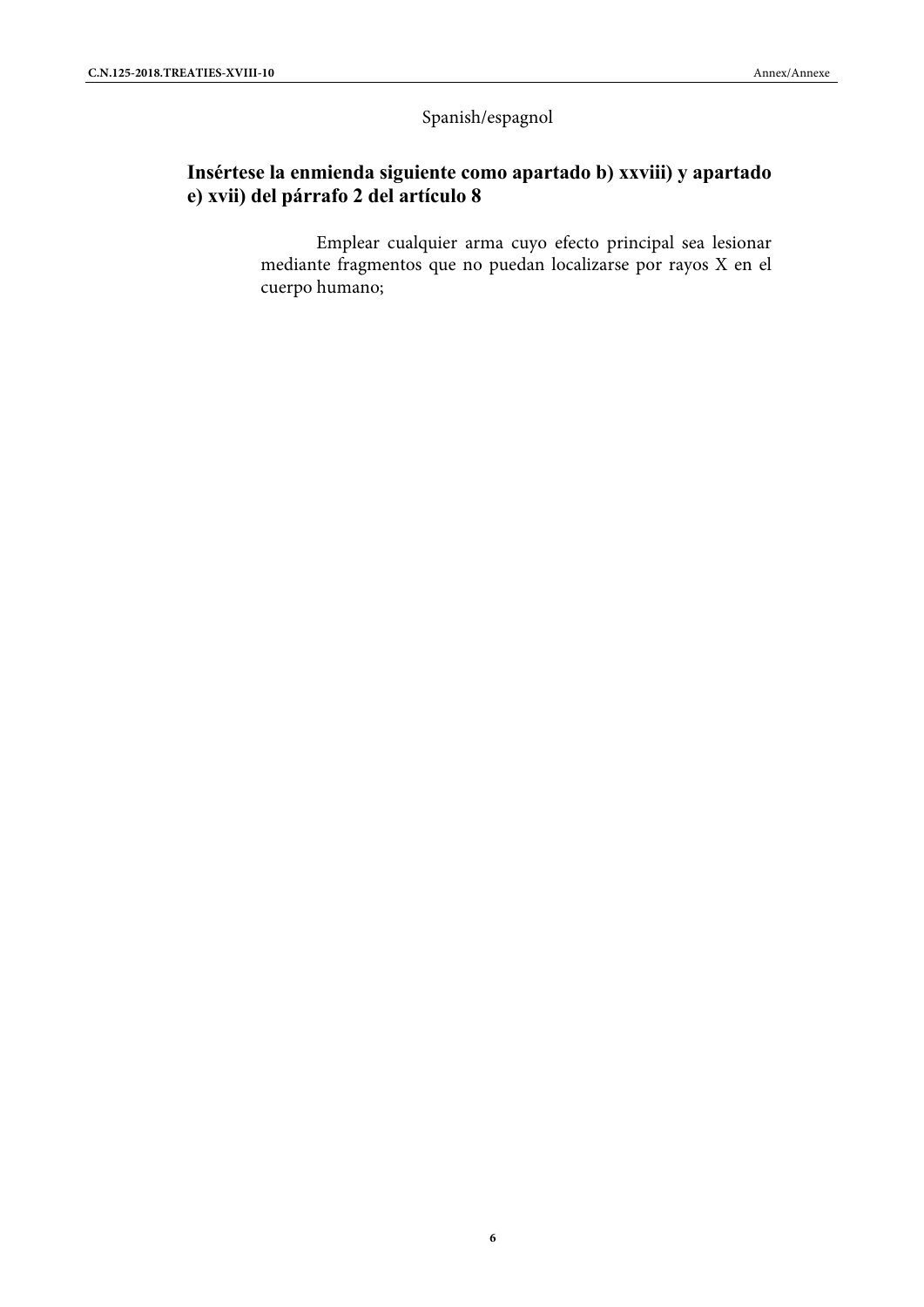Spanish/espagnol

## Insértese la enmienda siguiente como apartado b) xxviii) y apartado e) xvii) del párrafo 2 del artículo 8

Emplear cualquier arma cuyo efecto principal sea lesionar mediante fragmentos que no puedan localizarse por rayos X en el cuerpo humano;